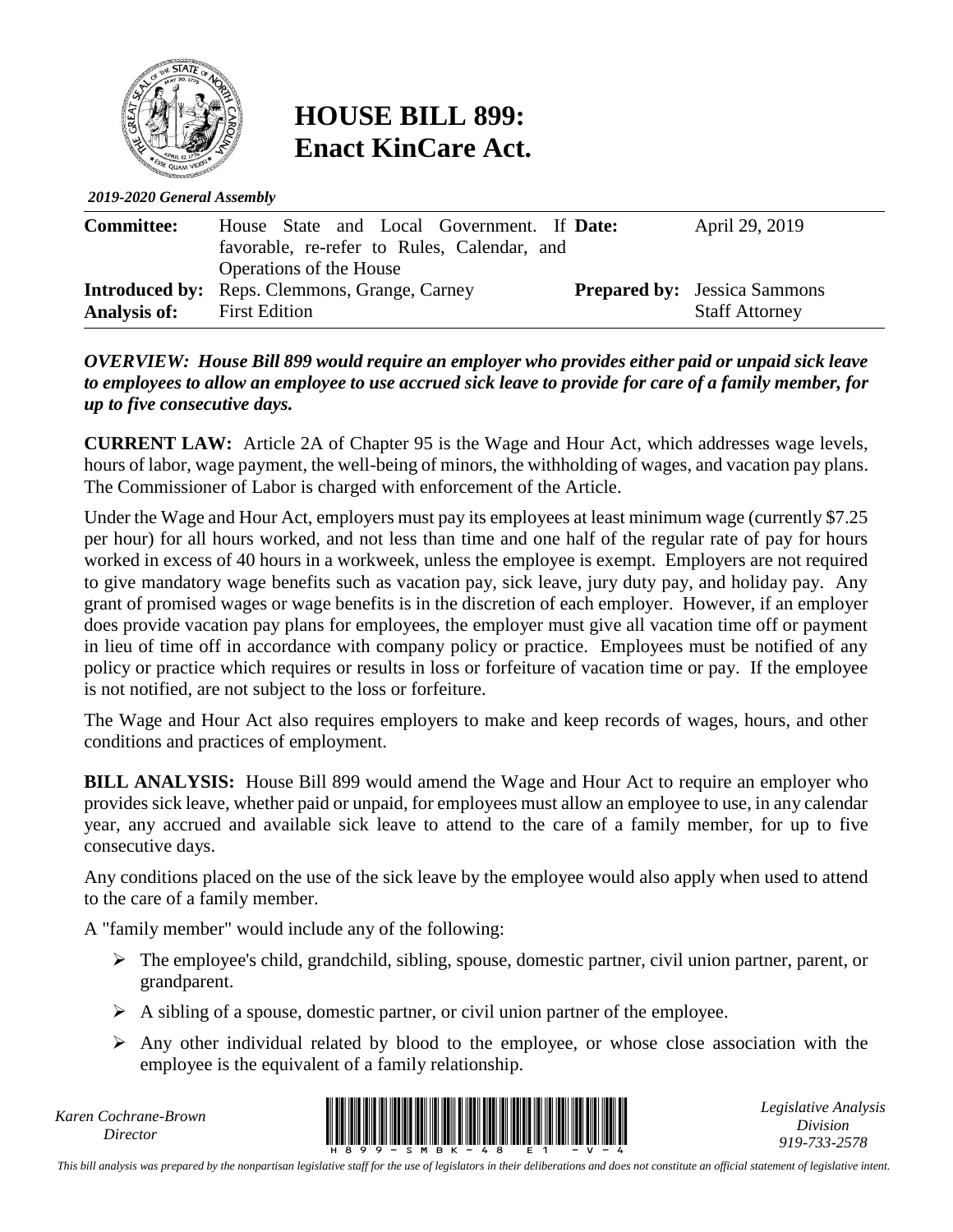# HOUSE BILL 899: Enact KinCare Act.

*2019-2020 General Assembly*

| | | | |
|---|---|---|---|
| **Committee:** | House State and Local Government. If favorable, re-refer to Rules, Calendar, and Operations of the House | **Date:** | April 29, 2019 |
| **Introduced by:** | Reps. Clemmons, Grange, Carney | **Prepared by:** | Jessica Sammons Staff Attorney |
| **Analysis of:** | First Edition | | |

***OVERVIEW: House Bill 899 would require an employer who provides either paid or unpaid sick leave to employees to allow an employee to use accrued sick leave to provide for care of a family member, for up to five consecutive days.***

**CURRENT LAW:** Article 2A of Chapter 95 is the Wage and Hour Act, which addresses wage levels, hours of labor, wage payment, the well-being of minors, the withholding of wages, and vacation pay plans. The Commissioner of Labor is charged with enforcement of the Article.

Under the Wage and Hour Act, employers must pay its employees at least minimum wage (currently $7.25 per hour) for all hours worked, and not less than time and one half of the regular rate of pay for hours worked in excess of 40 hours in a workweek, unless the employee is exempt. Employers are not required to give mandatory wage benefits such as vacation pay, sick leave, jury duty pay, and holiday pay. Any grant of promised wages or wage benefits is in the discretion of each employer. However, if an employer does provide vacation pay plans for employees, the employer must give all vacation time off or payment in lieu of time off in accordance with company policy or practice. Employees must be notified of any policy or practice which requires or results in loss or forfeiture of vacation time or pay. If the employee is not notified, are not subject to the loss or forfeiture.

The Wage and Hour Act also requires employers to make and keep records of wages, hours, and other conditions and practices of employment.

**BILL ANALYSIS:** House Bill 899 would amend the Wage and Hour Act to require an employer who provides sick leave, whether paid or unpaid, for employees must allow an employee to use, in any calendar year, any accrued and available sick leave to attend to the care of a family member, for up to five consecutive days.

Any conditions placed on the use of the sick leave by the employee would also apply when used to attend to the care of a family member.

A "family member" would include any of the following:

- The employee's child, grandchild, sibling, spouse, domestic partner, civil union partner, parent, or grandparent.
- A sibling of a spouse, domestic partner, or civil union partner of the employee.
- Any other individual related by blood to the employee, or whose close association with the employee is the equivalent of a family relationship.

*Karen Cochrane-Brown*
*Director*

*Legislative Analysis Division*
*919-733-2578*

*This bill analysis was prepared by the nonpartisan legislative staff for the use of legislators in their deliberations and does not constitute an official statement of legislative intent.*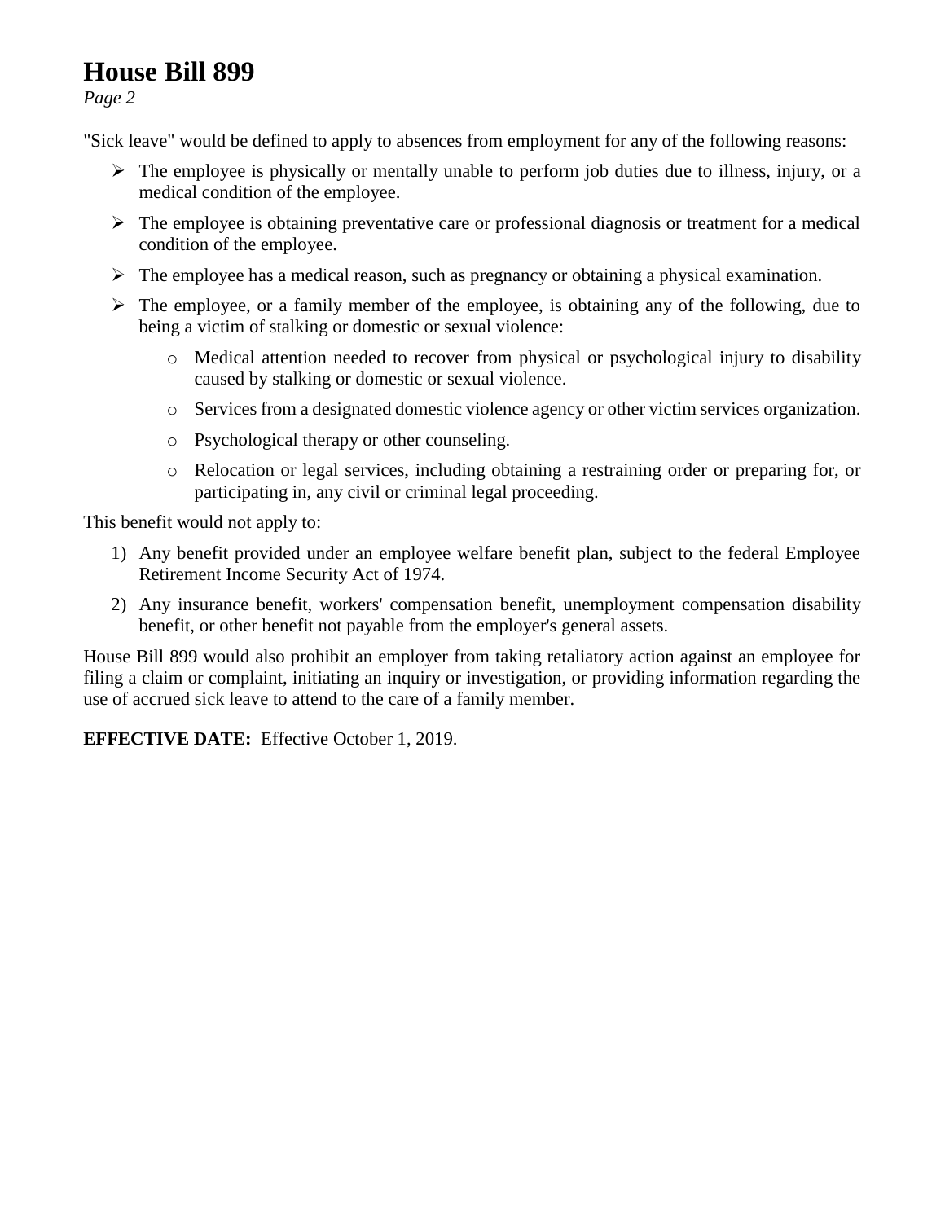"Sick leave" would be defined to apply to absences from employment for any of the following reasons:

- The employee is physically or mentally unable to perform job duties due to illness, injury, or a medical condition of the employee.
- The employee is obtaining preventative care or professional diagnosis or treatment for a medical condition of the employee.
- The employee has a medical reason, such as pregnancy or obtaining a physical examination.
- The employee, or a family member of the employee, is obtaining any of the following, due to being a victim of stalking or domestic or sexual violence:
  - Medical attention needed to recover from physical or psychological injury to disability caused by stalking or domestic or sexual violence.
  - Services from a designated domestic violence agency or other victim services organization.
  - Psychological therapy or other counseling.
  - Relocation or legal services, including obtaining a restraining order or preparing for, or participating in, any civil or criminal legal proceeding.

This benefit would not apply to:

1) Any benefit provided under an employee welfare benefit plan, subject to the federal Employee Retirement Income Security Act of 1974.
2) Any insurance benefit, workers' compensation benefit, unemployment compensation disability benefit, or other benefit not payable from the employer's general assets.

House Bill 899 would also prohibit an employer from taking retaliatory action against an employee for filing a claim or complaint, initiating an inquiry or investigation, or providing information regarding the use of accrued sick leave to attend to the care of a family member.

**EFFECTIVE DATE:** Effective October 1, 2019.